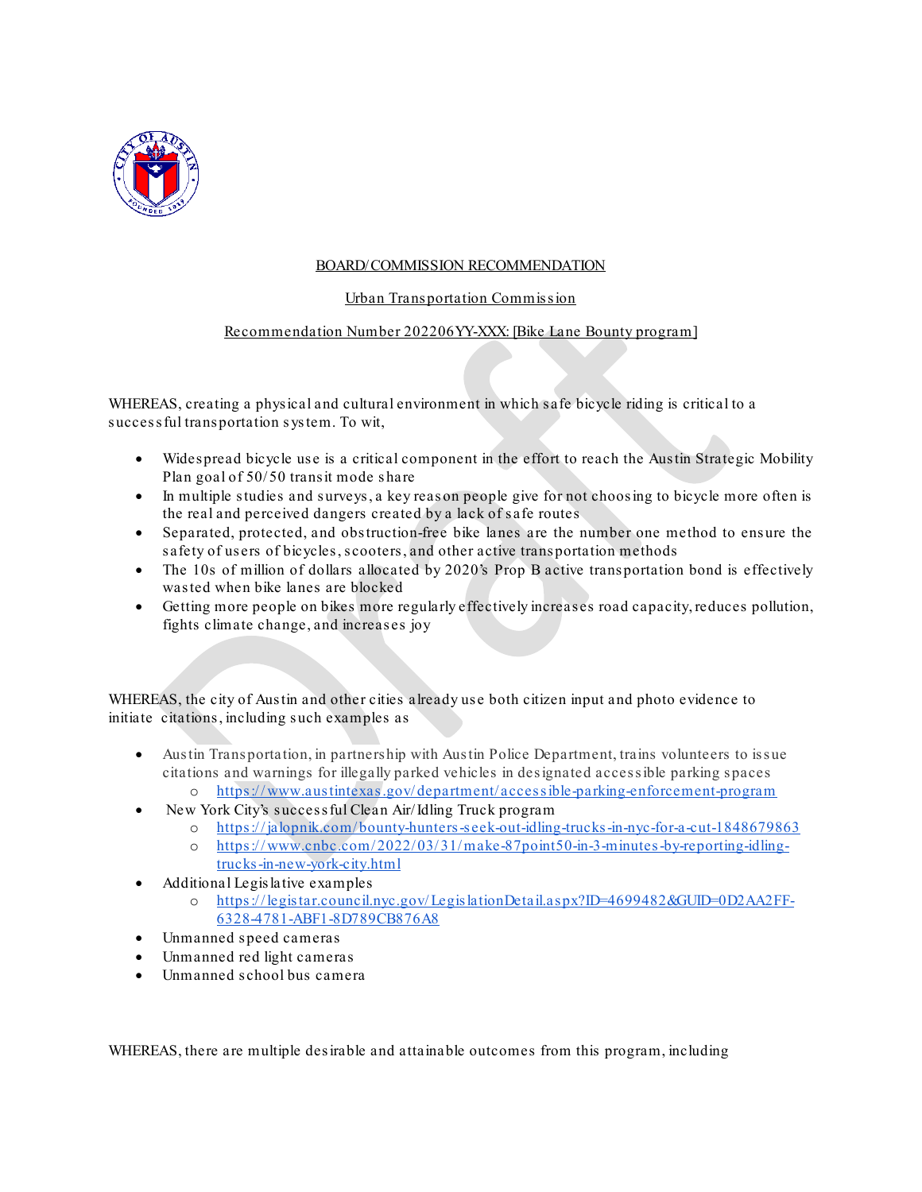BOARD/COMMISSION RECOMMENDATION

Urban Transportation Commission

Recommendation Number 202206YY-XXX: [Bike Lane Bounty program]

WHEREAS, creating a physical and cultural environment in which safe bicycle riding is critical to a successful transportation system. To wit,

- Widespread bicycle use is a critical component in the effort to reach the Austin Strategic Mobility Plan goal of 50/50 transit mode share
- In multiple studies and surveys, a key reason people give for not choosing to bicycle more often is the real and perceived dangers created by a lack of safe routes
- Separated, protected, and obstruction-free bike lanes are the number one method to ensure the safety of users of bicycles, scooters, and other active transportation methods
- The 10s of million of dollars allocated by 2020's Prop B active transportation bond is effectively wasted when bike lanes are blocked
- Getting more people on bikes more regularly effectively increases road capacity, reduces pollution, fights climate change, and increases joy

WHEREAS, the city of Austin and other cities already use both citizen input and photo evidence to initiate citations, including such examples as

- Austin Transportation, in partnership with Austin Police Department, trains volunteers to issue citations and warnings for illegally parked vehicles in designated accessible parking spaces
  - https://www.austintexas.gov/department/accessible-parking-enforcement-program
- New York City's successful Clean Air/Idling Truck program
  - https://jalopnik.com/bounty-hunters-seek-out-idling-trucks-in-nyc-for-a-cut-1848679863
  - https://www.cnbc.com/2022/03/31/make-87point50-in-3-minutes-by-reporting-idling-trucks-in-new-york-city.html
- Additional Legislative examples
  - https://legistar.council.nyc.gov/LegislationDetail.aspx?ID=4699482&GUID=0D2AA2FF-6328-4781-ABF1-8D789CB876A8
- Unmanned speed cameras
- Unmanned red light cameras
- Unmanned school bus camera

WHEREAS, there are multiple desirable and attainable outcomes from this program, including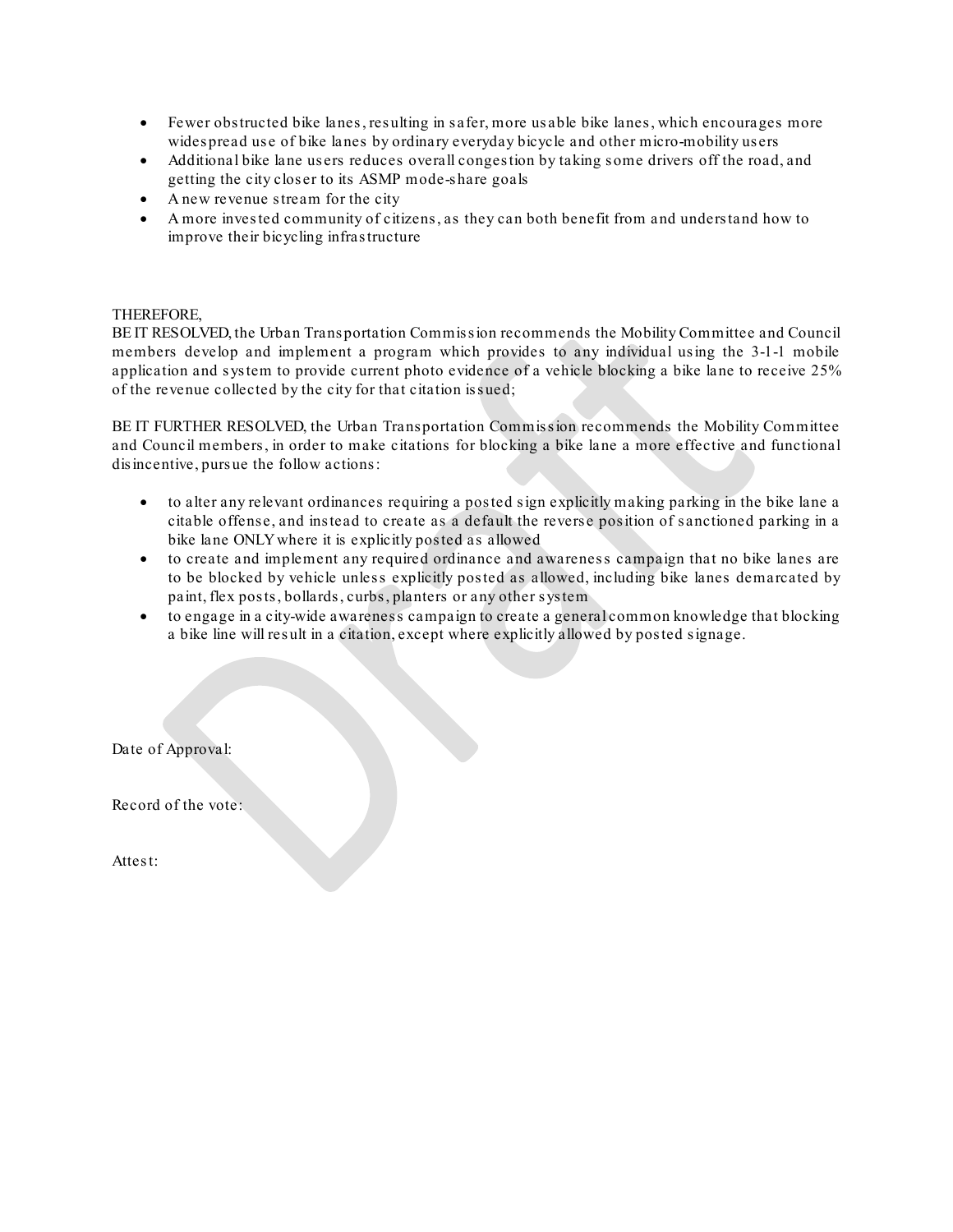- Fewer obstructed bike lanes, resulting in safer, more usable bike lanes, which encourages more widespread use of bike lanes by ordinary everyday bicycle and other micro-mobility users
- Additional bike lane users reduces overall congestion by taking some drivers off the road, and getting the city closer to its ASMP mode-share goals
- A new revenue stream for the city
- A more invested community of citizens, as they can both benefit from and understand how to improve their bicycling infrastructure

THEREFORE,
BE IT RESOLVED, the Urban Transportation Commission recommends the Mobility Committee and Council members develop and implement a program which provides to any individual using the 3-1-1 mobile application and system to provide current photo evidence of a vehicle blocking a bike lane to receive 25% of the revenue collected by the city for that citation issued;

BE IT FURTHER RESOLVED, the Urban Transportation Commission recommends the Mobility Committee and Council members, in order to make citations for blocking a bike lane a more effective and functional disincentive, pursue the follow actions:

- to alter any relevant ordinances requiring a posted sign explicitly making parking in the bike lane a citable offense, and instead to create as a default the reverse position of sanctioned parking in a bike lane ONLY where it is explicitly posted as allowed
- to create and implement any required ordinance and awareness campaign that no bike lanes are to be blocked by vehicle unless explicitly posted as allowed, including bike lanes demarcated by paint, flex posts, bollards, curbs, planters or any other system
- to engage in a city-wide awareness campaign to create a general common knowledge that blocking a bike line will result in a citation, except where explicitly allowed by posted signage.

Date of Approval:

Record of the vote:

Attest: